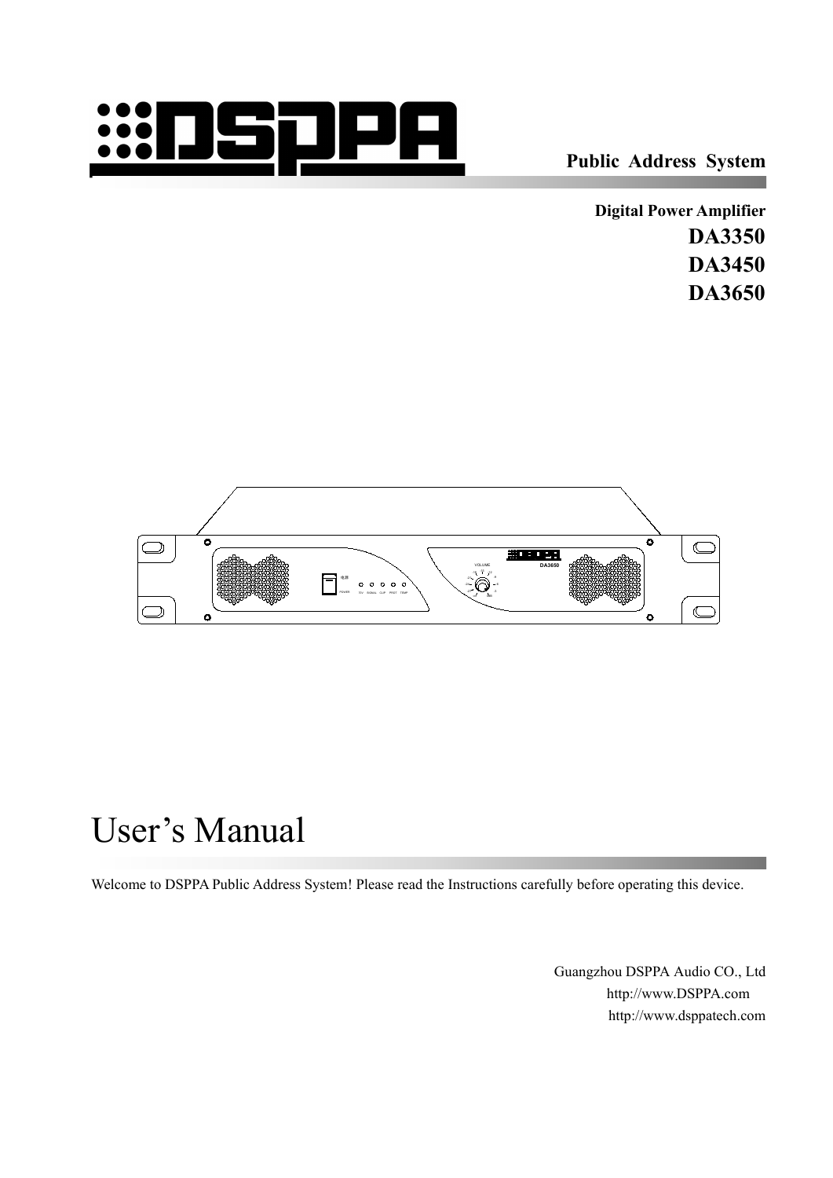# DSPPA

**Public Address System**

**Digital Power Amplifier**

**DA3350**

**DA3450**

**DA3650**

# User's Manual

Welcome to DSPPA Public Address System! Please read the Instructions carefully before operating this device.

Guangzhou DSPPA Audio CO., Ltd

http://www.DSPPA.com

http://www.dsppatech.com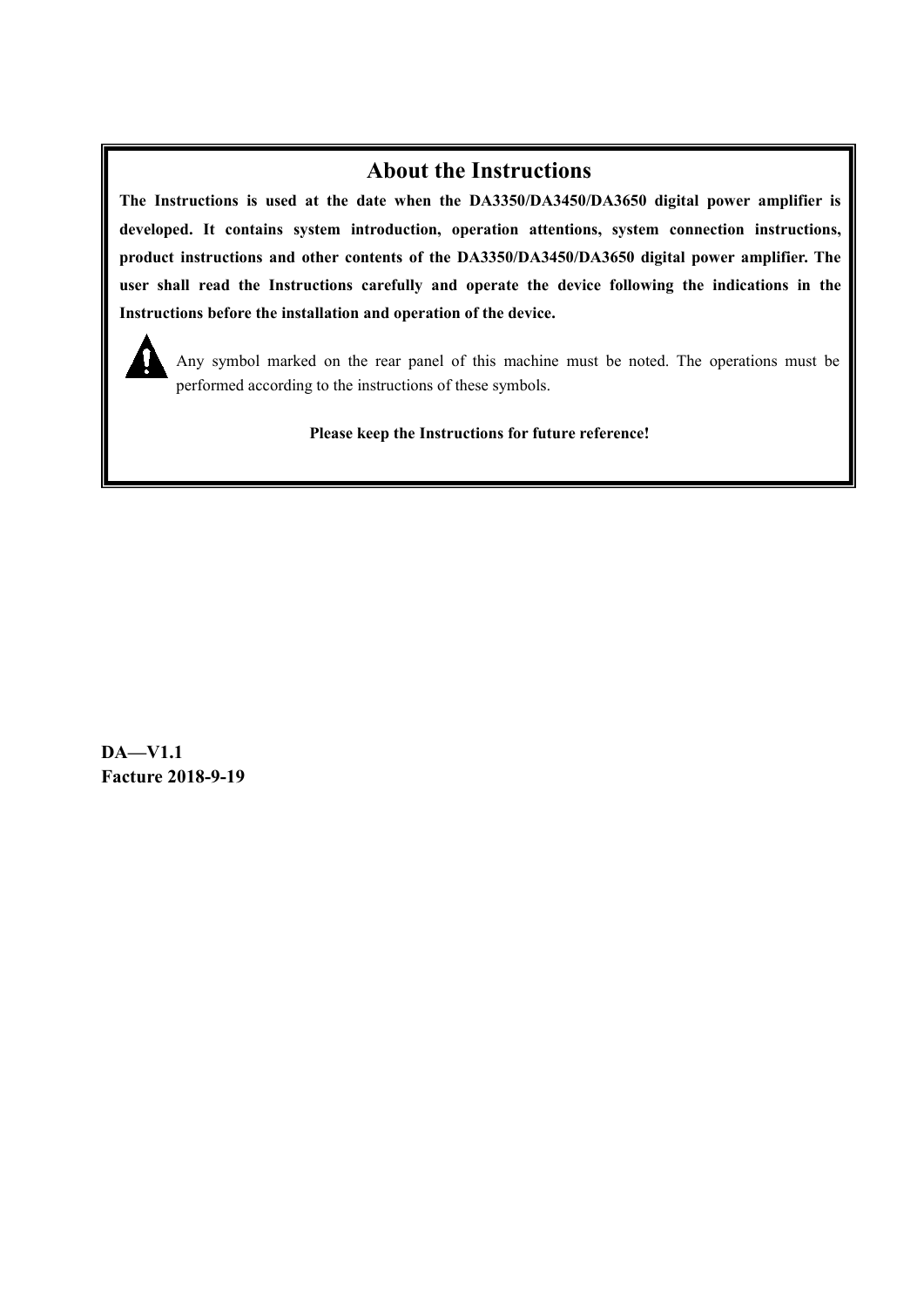# About the Instructions

**The Instructions is used at the date when the DA3350/DA3450/DA3650 digital power amplifier is developed. It contains system introduction, operation attentions, system connection instructions, product instructions and other contents of the DA3350/DA3450/DA3650 digital power amplifier. The user shall read the Instructions carefully and operate the device following the indications in the Instructions before the installation and operation of the device.**

Any symbol marked on the rear panel of this machine must be noted. The operations must be performed according to the instructions of these symbols.

**Please keep the Instructions for future reference!**

**DA—V1.1**
**Facture 2018-9-19**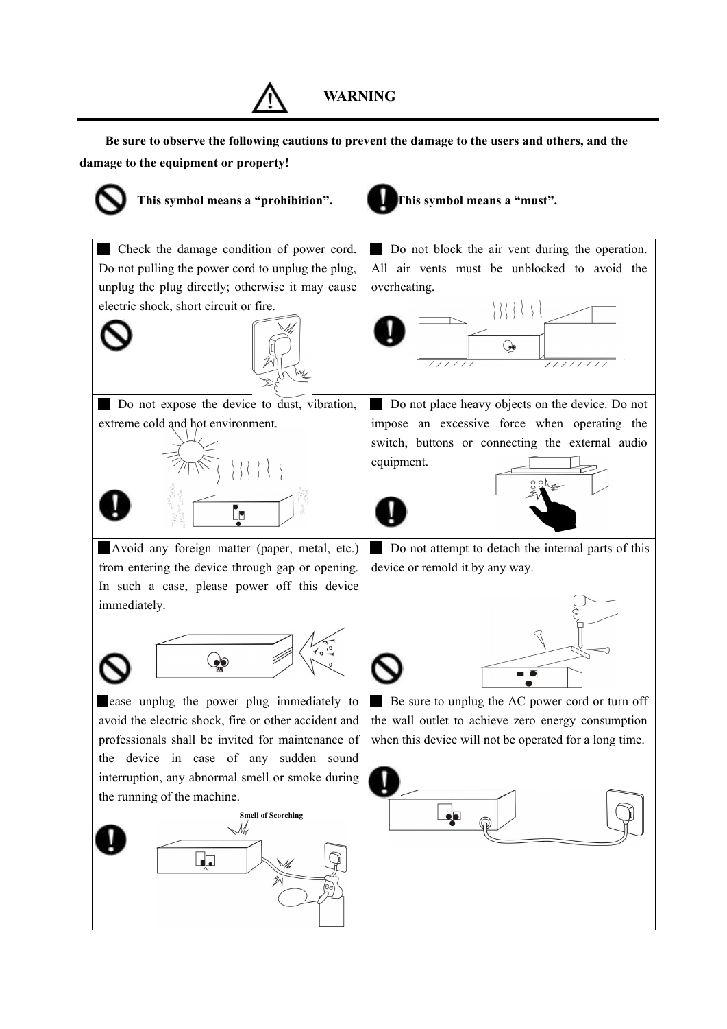# WARNING

**Be sure to observe the following cautions to prevent the damage to the users and others, and the damage to the equipment or property!**

**This symbol means a “prohibition”.** **This symbol means a “must”.**

| | |
|---|---|
| Check the damage condition of power cord. Do not pulling the power cord to unplug the plug, unplug the plug directly; otherwise it may cause electric shock, short circuit or fire. | Do not block the air vent during the operation. All air vents must be unblocked to avoid the overheating. |
| Do not expose the device to dust, vibration, extreme cold and hot environment. | Do not place heavy objects on the device. Do not impose an excessive force when operating the switch, buttons or connecting the external audio equipment. |
| Avoid any foreign matter (paper, metal, etc.) from entering the device through gap or opening. In such a case, please power off this device immediately. | Do not attempt to detach the internal parts of this device or remold it by any way. |
| ease unplug the power plug immediately to avoid the electric shock, fire or other accident and professionals shall be invited for maintenance of the device in case of any sudden sound interruption, any abnormal smell or smoke during the running of the machine.<br><br>Smell of Scorching | Be sure to unplug the AC power cord or turn off the wall outlet to achieve zero energy consumption when this device will not be operated for a long time. |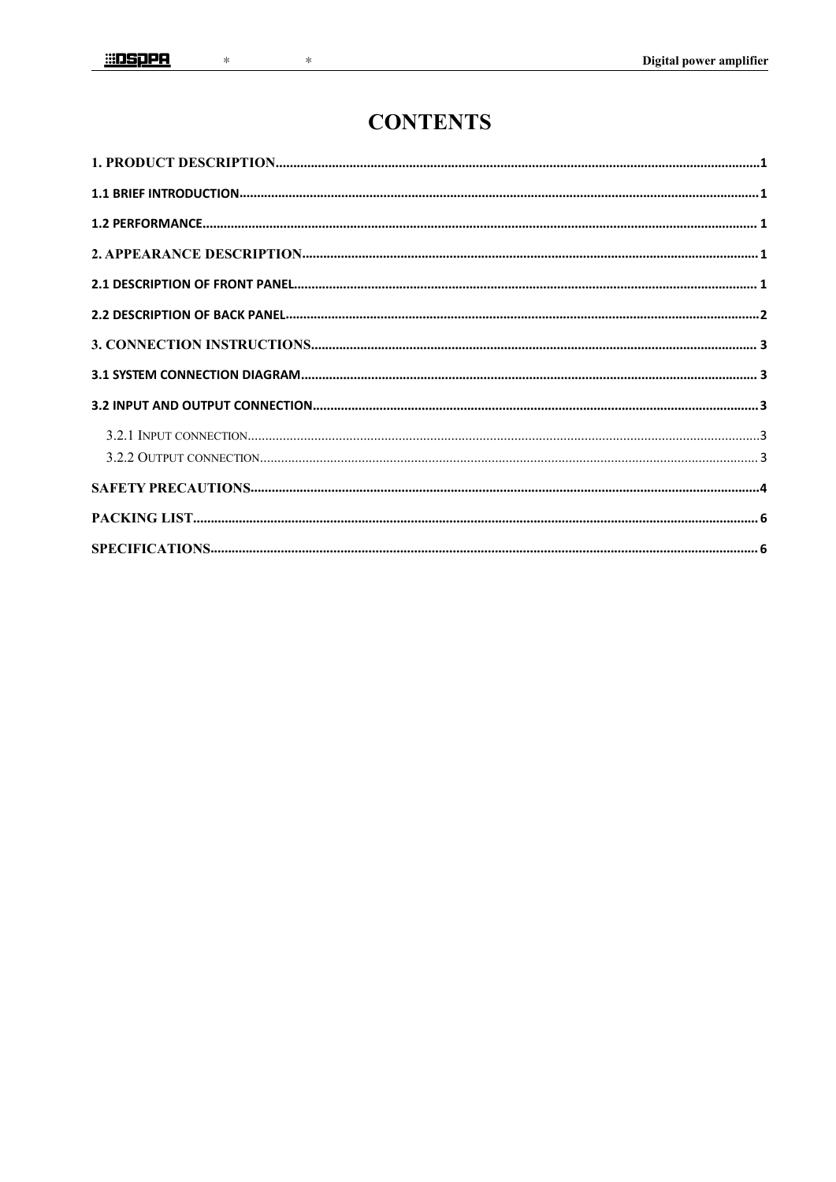# CONTENTS

1. PRODUCT DESCRIPTION........................................................................................................................................1

1.1 BRIEF INTRODUCTION.................................................................................................................................................1

1.2 PERFORMANCE........................................................................................................................................................... 1

2. APPEARANCE DESCRIPTION................................................................................................................................1

2.1 DESCRIPTION OF FRONT PANEL.................................................................................................................................. 1

2.2 DESCRIPTION OF BACK PANEL.....................................................................................................................................2

3. CONNECTION INSTRUCTIONS............................................................................................................................. 3

3.1 SYSTEM CONNECTION DIAGRAM................................................................................................................................ 3

3.2 INPUT AND OUTPUT CONNECTION.............................................................................................................................3

3.2.1 INPUT CONNECTION................................................................................................................................................3

3.2.2 OUTPUT CONNECTION............................................................................................................................................ 3

SAFETY PRECAUTIONS..............................................................................................................................................4

PACKING LIST.............................................................................................................................................................. 6

SPECIFICATIONS......................................................................................................................................................... 6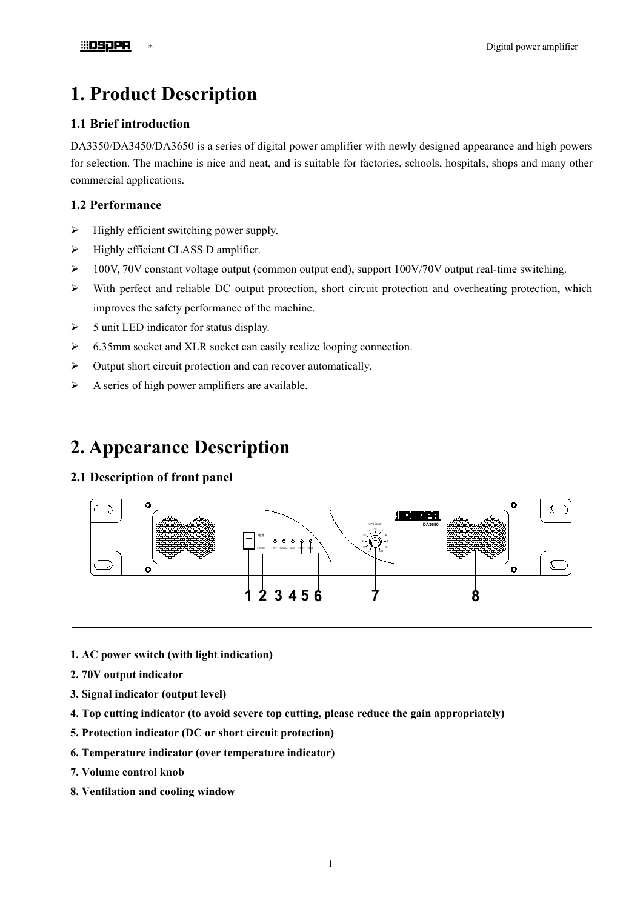# 1. Product Description

## 1.1 Brief introduction

DA3350/DA3450/DA3650 is a series of digital power amplifier with newly designed appearance and high powers for selection. The machine is nice and neat, and is suitable for factories, schools, hospitals, shops and many other commercial applications.

## 1.2 Performance

- Highly efficient switching power supply.
- Highly efficient CLASS D amplifier.
- 100V, 70V constant voltage output (common output end), support 100V/70V output real-time switching.
- With perfect and reliable DC output protection, short circuit protection and overheating protection, which improves the safety performance of the machine.
- 5 unit LED indicator for status display.
- 6.35mm socket and XLR socket can easily realize looping connection.
- Output short circuit protection and can recover automatically.
- A series of high power amplifiers are available.

# 2. Appearance Description

## 2.1 Description of front panel

**1. AC power switch (with light indication)**

**2. 70V output indicator**

**3. Signal indicator (output level)**

**4. Top cutting indicator (to avoid severe top cutting, please reduce the gain appropriately)**

**5. Protection indicator (DC or short circuit protection)**

**6. Temperature indicator (over temperature indicator)**

**7. Volume control knob**

**8. Ventilation and cooling window**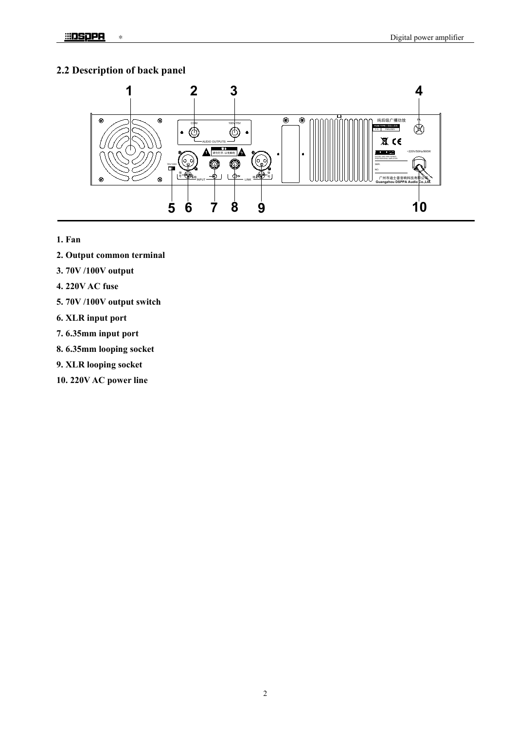## 2.2 Description of back panel

**1. Fan**

**2. Output common terminal**

**3. 70V /100V output**

**4. 220V AC fuse**

**5. 70V /100V output switch**

**6. XLR input port**

**7. 6.35mm input port**

**8. 6.35mm looping socket**

**9. XLR looping socket**

**10. 220V AC power line**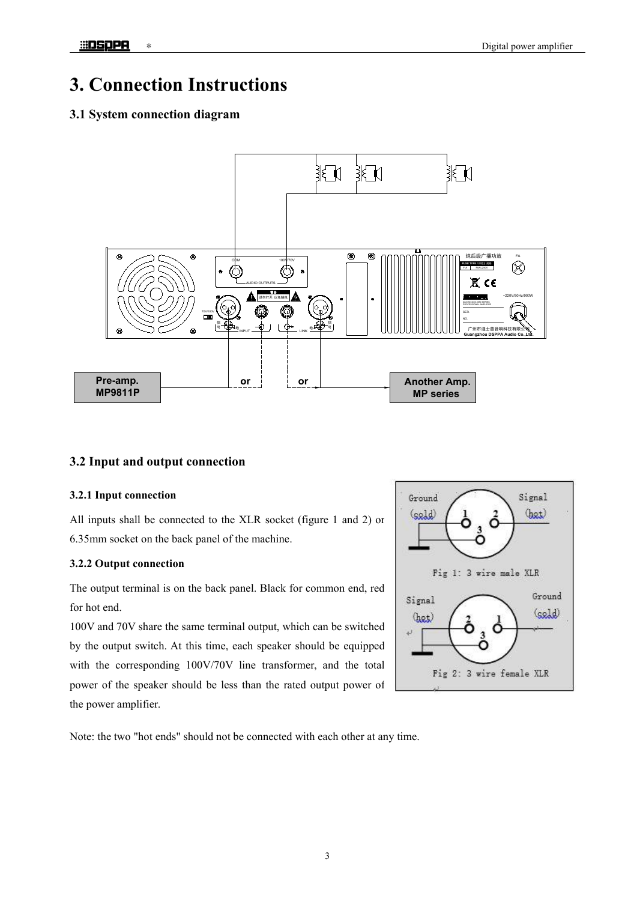# 3. Connection Instructions

## 3.1 System connection diagram

Pre-amp. MP9811P

or

or

Another Amp. MP series

## 3.2 Input and output connection

### 3.2.1 Input connection

All inputs shall be connected to the XLR socket (figure 1 and 2) or 6.35mm socket on the back panel of the machine.

### 3.2.2 Output connection

The output terminal is on the back panel. Black for common end, red for hot end.

100V and 70V share the same terminal output, which can be switched by the output switch. At this time, each speaker should be equipped with the corresponding 100V/70V line transformer, and the total power of the speaker should be less than the rated output power of the power amplifier.

Fig 1: 3 wire male XLR

Fig 2: 3 wire female XLR

Note: the two "hot ends" should not be connected with each other at any time.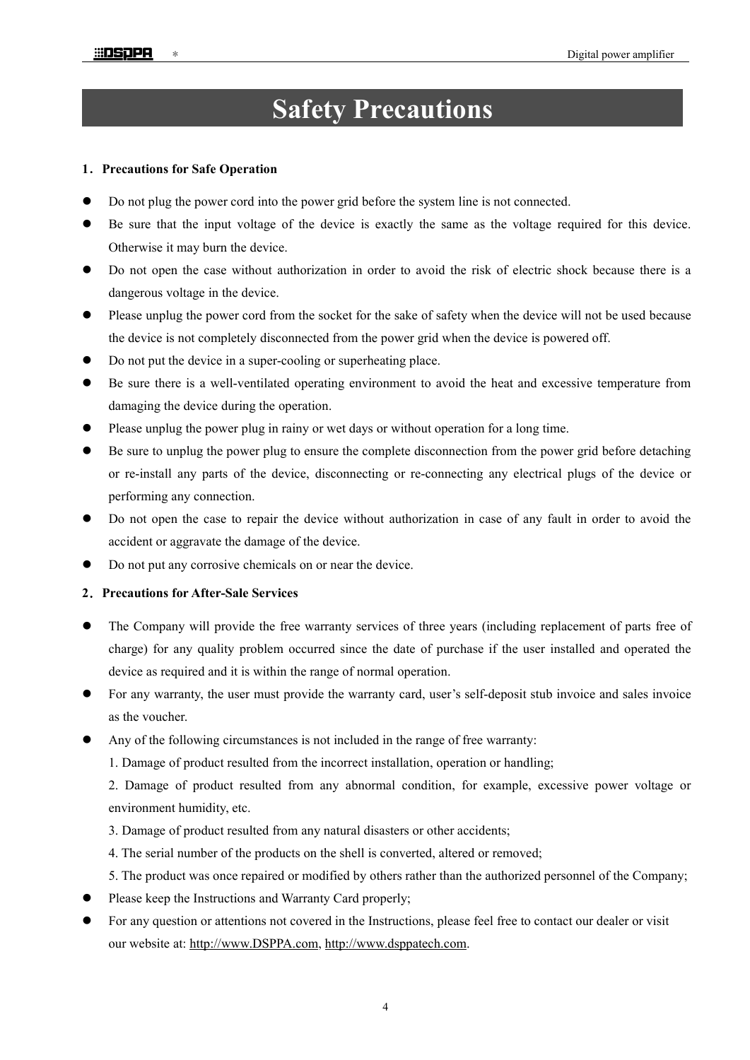# Safety Precautions

**1．Precautions for Safe Operation**

- Do not plug the power cord into the power grid before the system line is not connected.
- Be sure that the input voltage of the device is exactly the same as the voltage required for this device. Otherwise it may burn the device.
- Do not open the case without authorization in order to avoid the risk of electric shock because there is a dangerous voltage in the device.
- Please unplug the power cord from the socket for the sake of safety when the device will not be used because the device is not completely disconnected from the power grid when the device is powered off.
- Do not put the device in a super-cooling or superheating place.
- Be sure there is a well-ventilated operating environment to avoid the heat and excessive temperature from damaging the device during the operation.
- Please unplug the power plug in rainy or wet days or without operation for a long time.
- Be sure to unplug the power plug to ensure the complete disconnection from the power grid before detaching or re-install any parts of the device, disconnecting or re-connecting any electrical plugs of the device or performing any connection.
- Do not open the case to repair the device without authorization in case of any fault in order to avoid the accident or aggravate the damage of the device.
- Do not put any corrosive chemicals on or near the device.

**2．Precautions for After-Sale Services**

- The Company will provide the free warranty services of three years (including replacement of parts free of charge) for any quality problem occurred since the date of purchase if the user installed and operated the device as required and it is within the range of normal operation.
- For any warranty, the user must provide the warranty card, user's self-deposit stub invoice and sales invoice as the voucher.
- Any of the following circumstances is not included in the range of free warranty:

  1. Damage of product resulted from the incorrect installation, operation or handling;

  2. Damage of product resulted from any abnormal condition, for example, excessive power voltage or environment humidity, etc.

  3. Damage of product resulted from any natural disasters or other accidents;

  4. The serial number of the products on the shell is converted, altered or removed;

  5. The product was once repaired or modified by others rather than the authorized personnel of the Company;
- Please keep the Instructions and Warranty Card properly;
- For any question or attentions not covered in the Instructions, please feel free to contact our dealer or visit our website at: http://www.DSPPA.com, http://www.dsppatech.com.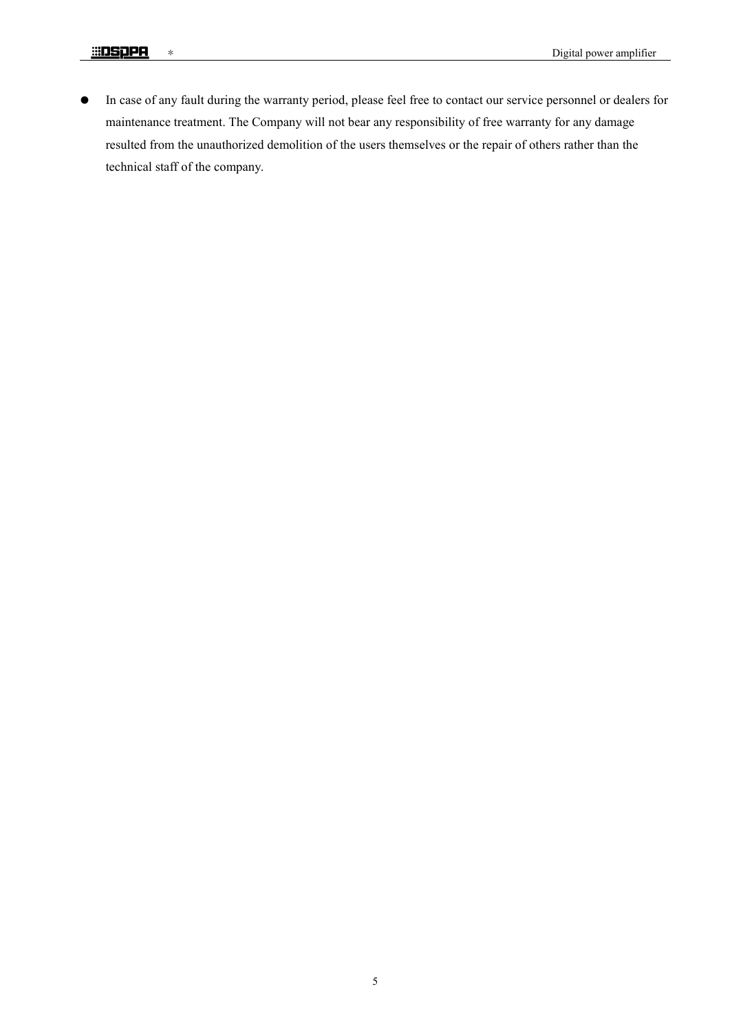- In case of any fault during the warranty period, please feel free to contact our service personnel or dealers for maintenance treatment. The Company will not bear any responsibility of free warranty for any damage resulted from the unauthorized demolition of the users themselves or the repair of others rather than the technical staff of the company.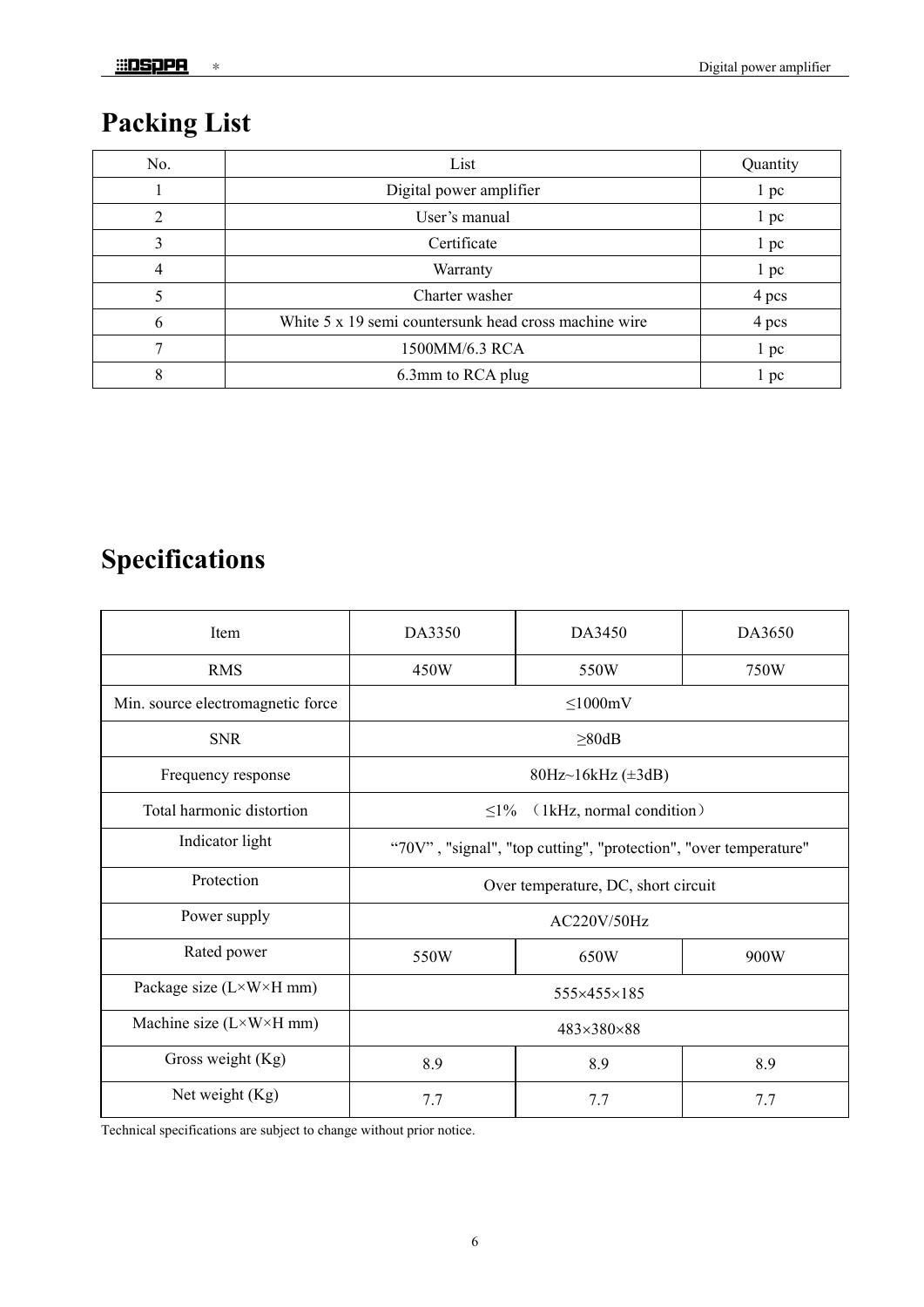# Packing List

| No. | List | Quantity |
|---|---|---|
| 1 | Digital power amplifier | 1 pc |
| 2 | User's manual | 1 pc |
| 3 | Certificate | 1 pc |
| 4 | Warranty | 1 pc |
| 5 | Charter washer | 4 pcs |
| 6 | White 5 x 19 semi countersunk head cross machine wire | 4 pcs |
| 7 | 1500MM/6.3 RCA | 1 pc |
| 8 | 6.3mm to RCA plug | 1 pc |

# Specifications

| Item | DA3350 | DA3450 | DA3650 |
|---|---|---|---|
| RMS | 450W | 550W | 750W |
| Min. source electromagnetic force | ≤1000mV | | |
| SNR | ≥80dB | | |
| Frequency response | 80Hz~16kHz (±3dB) | | |
| Total harmonic distortion | ≤1% （1kHz, normal condition） | | |
| Indicator light | "70V" , "signal", "top cutting", "protection", "over temperature" | | |
| Protection | Over temperature, DC, short circuit | | |
| Power supply | AC220V/50Hz | | |
| Rated power | 550W | 650W | 900W |
| Package size (L×W×H mm) | 555×455×185 | | |
| Machine size (L×W×H mm) | 483×380×88 | | |
| Gross weight (Kg) | 8.9 | 8.9 | 8.9 |
| Net weight (Kg) | 7.7 | 7.7 | 7.7 |

Technical specifications are subject to change without prior notice.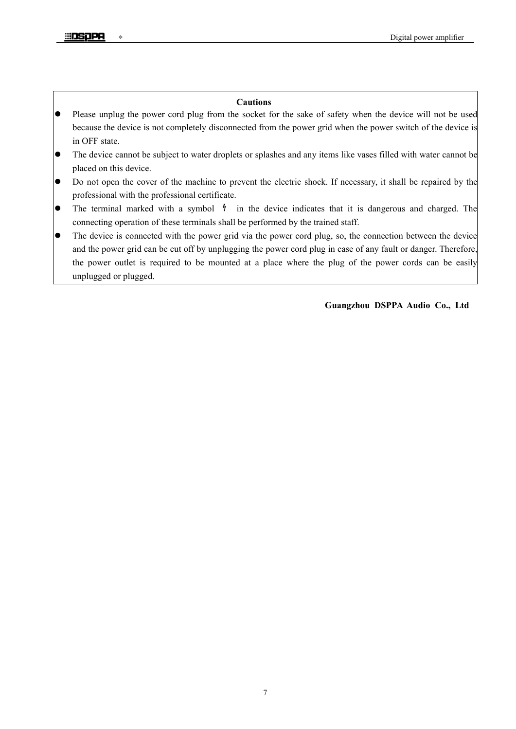**Cautions**

- Please unplug the power cord plug from the socket for the sake of safety when the device will not be used because the device is not completely disconnected from the power grid when the power switch of the device is in OFF state.
- The device cannot be subject to water droplets or splashes and any items like vases filled with water cannot be placed on this device.
- Do not open the cover of the machine to prevent the electric shock. If necessary, it shall be repaired by the professional with the professional certificate.
- The terminal marked with a symbol ϟ in the device indicates that it is dangerous and charged. The connecting operation of these terminals shall be performed by the trained staff.
- The device is connected with the power grid via the power cord plug, so, the connection between the device and the power grid can be cut off by unplugging the power cord plug in case of any fault or danger. Therefore, the power outlet is required to be mounted at a place where the plug of the power cords can be easily unplugged or plugged.

**Guangzhou DSPPA Audio Co., Ltd**